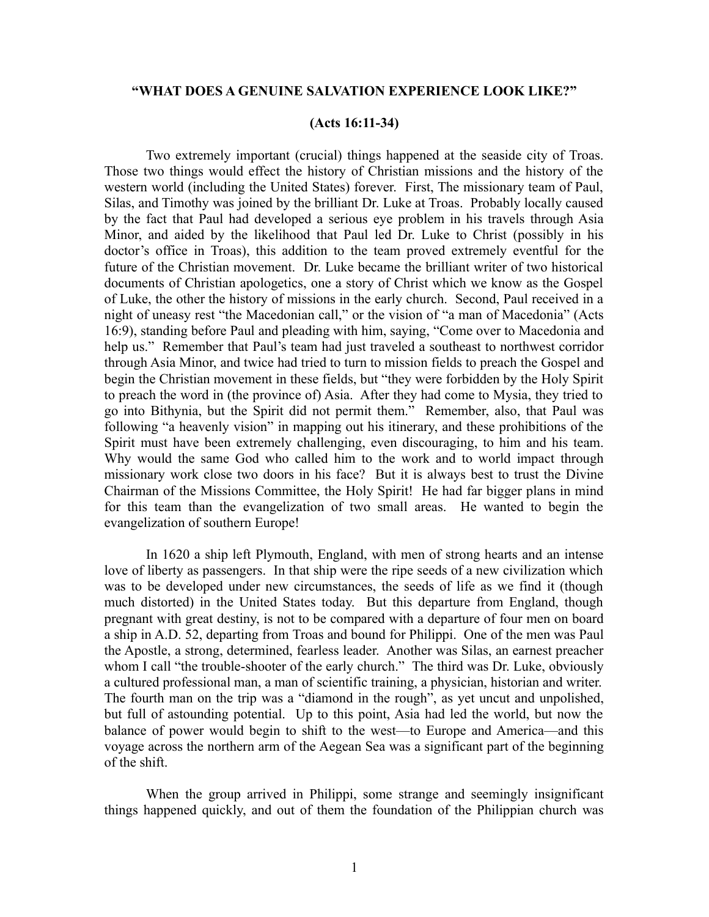**"WHAT DOES A GENUINE SALVATION EXPERIENCE LOOK LIKE?"**

**(Acts 16:11-34)**

Two extremely important (crucial) things happened at the seaside city of Troas. Those two things would effect the history of Christian missions and the history of the western world (including the United States) forever. First, The missionary team of Paul, Silas, and Timothy was joined by the brilliant Dr. Luke at Troas. Probably locally caused by the fact that Paul had developed a serious eye problem in his travels through Asia Minor, and aided by the likelihood that Paul led Dr. Luke to Christ (possibly in his doctor's office in Troas), this addition to the team proved extremely eventful for the future of the Christian movement. Dr. Luke became the brilliant writer of two historical documents of Christian apologetics, one a story of Christ which we know as the Gospel of Luke, the other the history of missions in the early church. Second, Paul received in a night of uneasy rest "the Macedonian call," or the vision of "a man of Macedonia" (Acts 16:9), standing before Paul and pleading with him, saying, "Come over to Macedonia and help us." Remember that Paul's team had just traveled a southeast to northwest corridor through Asia Minor, and twice had tried to turn to mission fields to preach the Gospel and begin the Christian movement in these fields, but "they were forbidden by the Holy Spirit to preach the word in (the province of) Asia. After they had come to Mysia, they tried to go into Bithynia, but the Spirit did not permit them." Remember, also, that Paul was following "a heavenly vision" in mapping out his itinerary, and these prohibitions of the Spirit must have been extremely challenging, even discouraging, to him and his team. Why would the same God who called him to the work and to world impact through missionary work close two doors in his face? But it is always best to trust the Divine Chairman of the Missions Committee, the Holy Spirit! He had far bigger plans in mind for this team than the evangelization of two small areas. He wanted to begin the evangelization of southern Europe!

In 1620 a ship left Plymouth, England, with men of strong hearts and an intense love of liberty as passengers. In that ship were the ripe seeds of a new civilization which was to be developed under new circumstances, the seeds of life as we find it (though much distorted) in the United States today. But this departure from England, though pregnant with great destiny, is not to be compared with a departure of four men on board a ship in A.D. 52, departing from Troas and bound for Philippi. One of the men was Paul the Apostle, a strong, determined, fearless leader. Another was Silas, an earnest preacher whom I call "the trouble-shooter of the early church." The third was Dr. Luke, obviously a cultured professional man, a man of scientific training, a physician, historian and writer. The fourth man on the trip was a "diamond in the rough", as yet uncut and unpolished, but full of astounding potential. Up to this point, Asia had led the world, but now the balance of power would begin to shift to the west—to Europe and America—and this voyage across the northern arm of the Aegean Sea was a significant part of the beginning of the shift.

When the group arrived in Philippi, some strange and seemingly insignificant things happened quickly, and out of them the foundation of the Philippian church was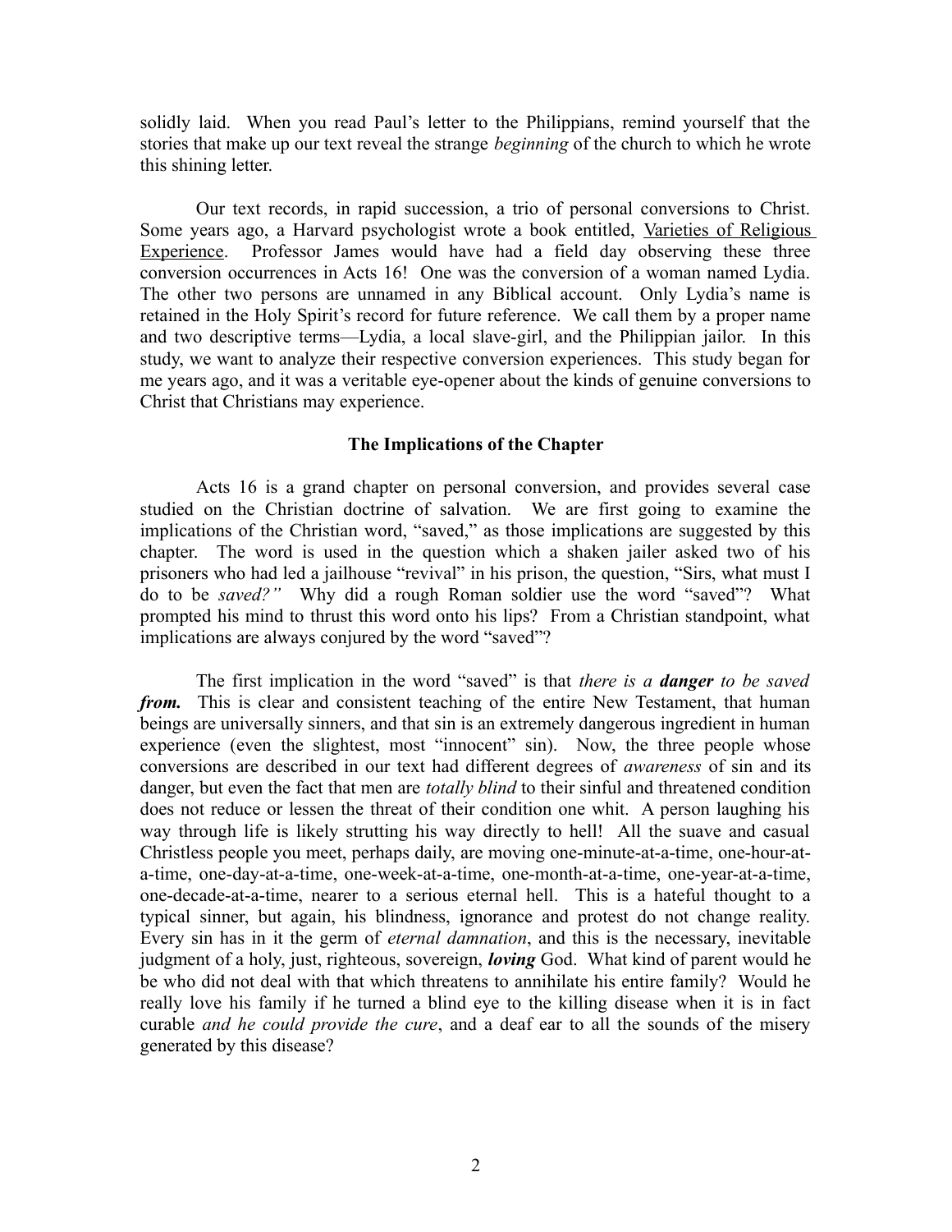solidly laid. When you read Paul's letter to the Philippians, remind yourself that the stories that make up our text reveal the strange *beginning* of the church to which he wrote this shining letter.

Our text records, in rapid succession, a trio of personal conversions to Christ. Some years ago, a Harvard psychologist wrote a book entitled, <u>Varieties of Religious Experience</u>. Professor James would have had a field day observing these three conversion occurrences in Acts 16! One was the conversion of a woman named Lydia. The other two persons are unnamed in any Biblical account. Only Lydia's name is retained in the Holy Spirit's record for future reference. We call them by a proper name and two descriptive terms—Lydia, a local slave-girl, and the Philippian jailor. In this study, we want to analyze their respective conversion experiences. This study began for me years ago, and it was a veritable eye-opener about the kinds of genuine conversions to Christ that Christians may experience.

### The Implications of the Chapter

Acts 16 is a grand chapter on personal conversion, and provides several case studied on the Christian doctrine of salvation. We are first going to examine the implications of the Christian word, "saved," as those implications are suggested by this chapter. The word is used in the question which a shaken jailer asked two of his prisoners who had led a jailhouse "revival" in his prison, the question, "Sirs, what must I do to be *saved?"* Why did a rough Roman soldier use the word "saved"? What prompted his mind to thrust this word onto his lips? From a Christian standpoint, what implications are always conjured by the word "saved"?

The first implication in the word "saved" is that *there is a **danger** to be saved **from.*** This is clear and consistent teaching of the entire New Testament, that human beings are universally sinners, and that sin is an extremely dangerous ingredient in human experience (even the slightest, most "innocent" sin). Now, the three people whose conversions are described in our text had different degrees of *awareness* of sin and its danger, but even the fact that men are *totally blind* to their sinful and threatened condition does not reduce or lessen the threat of their condition one whit. A person laughing his way through life is likely strutting his way directly to hell! All the suave and casual Christless people you meet, perhaps daily, are moving one-minute-at-a-time, one-hour-at-a-time, one-day-at-a-time, one-week-at-a-time, one-month-at-a-time, one-year-at-a-time, one-decade-at-a-time, nearer to a serious eternal hell. This is a hateful thought to a typical sinner, but again, his blindness, ignorance and protest do not change reality. Every sin has in it the germ of *eternal damnation*, and this is the necessary, inevitable judgment of a holy, just, righteous, sovereign, ***loving*** God. What kind of parent would he be who did not deal with that which threatens to annihilate his entire family? Would he really love his family if he turned a blind eye to the killing disease when it is in fact curable *and he could provide the cure*, and a deaf ear to all the sounds of the misery generated by this disease?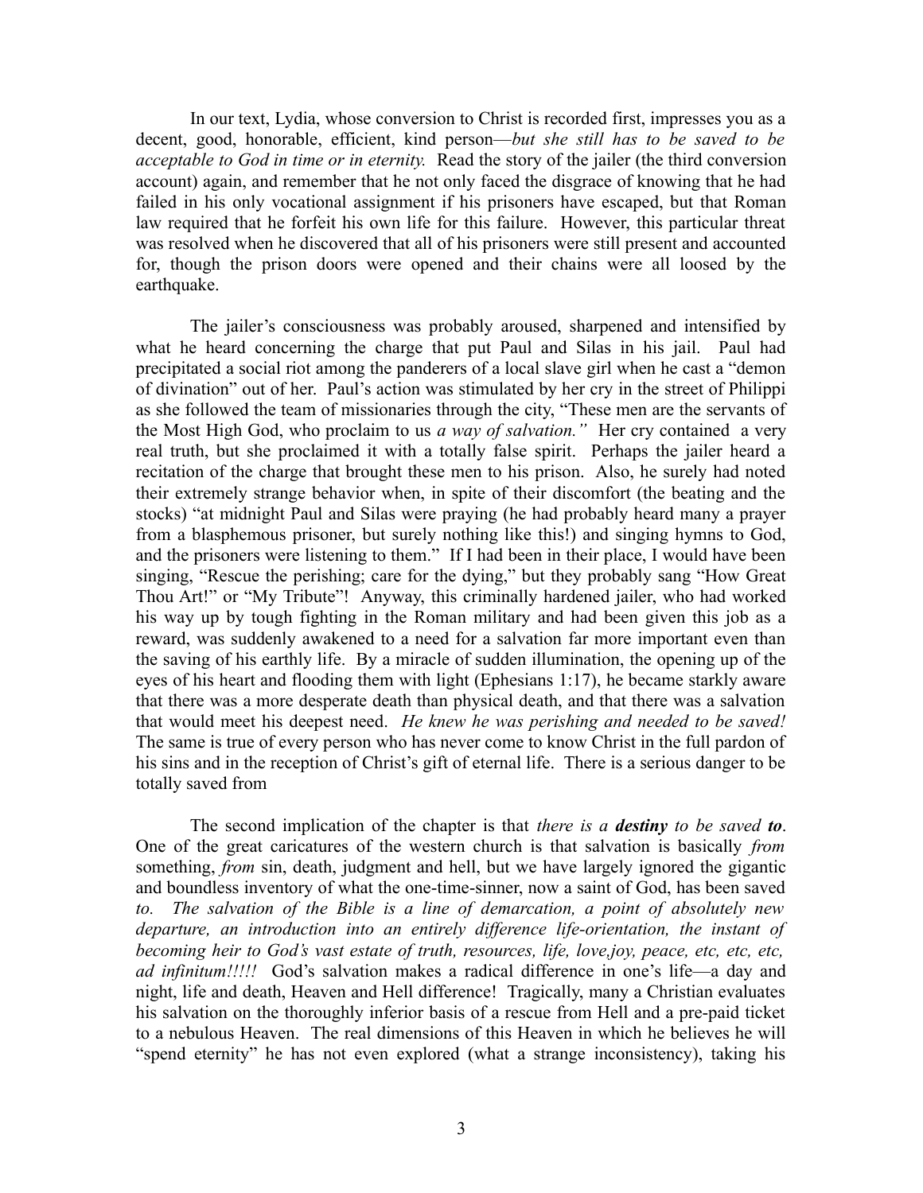In our text, Lydia, whose conversion to Christ is recorded first, impresses you as a decent, good, honorable, efficient, kind person—*but she still has to be saved to be acceptable to God in time or in eternity.* Read the story of the jailer (the third conversion account) again, and remember that he not only faced the disgrace of knowing that he had failed in his only vocational assignment if his prisoners have escaped, but that Roman law required that he forfeit his own life for this failure. However, this particular threat was resolved when he discovered that all of his prisoners were still present and accounted for, though the prison doors were opened and their chains were all loosed by the earthquake.

The jailer's consciousness was probably aroused, sharpened and intensified by what he heard concerning the charge that put Paul and Silas in his jail. Paul had precipitated a social riot among the panderers of a local slave girl when he cast a "demon of divination" out of her. Paul's action was stimulated by her cry in the street of Philippi as she followed the team of missionaries through the city, "These men are the servants of the Most High God, who proclaim to us *a way of salvation."* Her cry contained a very real truth, but she proclaimed it with a totally false spirit. Perhaps the jailer heard a recitation of the charge that brought these men to his prison. Also, he surely had noted their extremely strange behavior when, in spite of their discomfort (the beating and the stocks) "at midnight Paul and Silas were praying (he had probably heard many a prayer from a blasphemous prisoner, but surely nothing like this!) and singing hymns to God, and the prisoners were listening to them." If I had been in their place, I would have been singing, "Rescue the perishing; care for the dying," but they probably sang "How Great Thou Art!" or "My Tribute"! Anyway, this criminally hardened jailer, who had worked his way up by tough fighting in the Roman military and had been given this job as a reward, was suddenly awakened to a need for a salvation far more important even than the saving of his earthly life. By a miracle of sudden illumination, the opening up of the eyes of his heart and flooding them with light (Ephesians 1:17), he became starkly aware that there was a more desperate death than physical death, and that there was a salvation that would meet his deepest need. *He knew he was perishing and needed to be saved!* The same is true of every person who has never come to know Christ in the full pardon of his sins and in the reception of Christ's gift of eternal life. There is a serious danger to be totally saved from

The second implication of the chapter is that *there is a **destiny** to be saved **to***. One of the great caricatures of the western church is that salvation is basically *from* something, *from* sin, death, judgment and hell, but we have largely ignored the gigantic and boundless inventory of what the one-time-sinner, now a saint of God, has been saved *to. The salvation of the Bible is a line of demarcation, a point of absolutely new departure, an introduction into an entirely difference life-orientation, the instant of becoming heir to God's vast estate of truth, resources, life, love,joy, peace, etc, etc, etc, ad infinitum!!!!!* God's salvation makes a radical difference in one's life—a day and night, life and death, Heaven and Hell difference! Tragically, many a Christian evaluates his salvation on the thoroughly inferior basis of a rescue from Hell and a pre-paid ticket to a nebulous Heaven. The real dimensions of this Heaven in which he believes he will "spend eternity" he has not even explored (what a strange inconsistency), taking his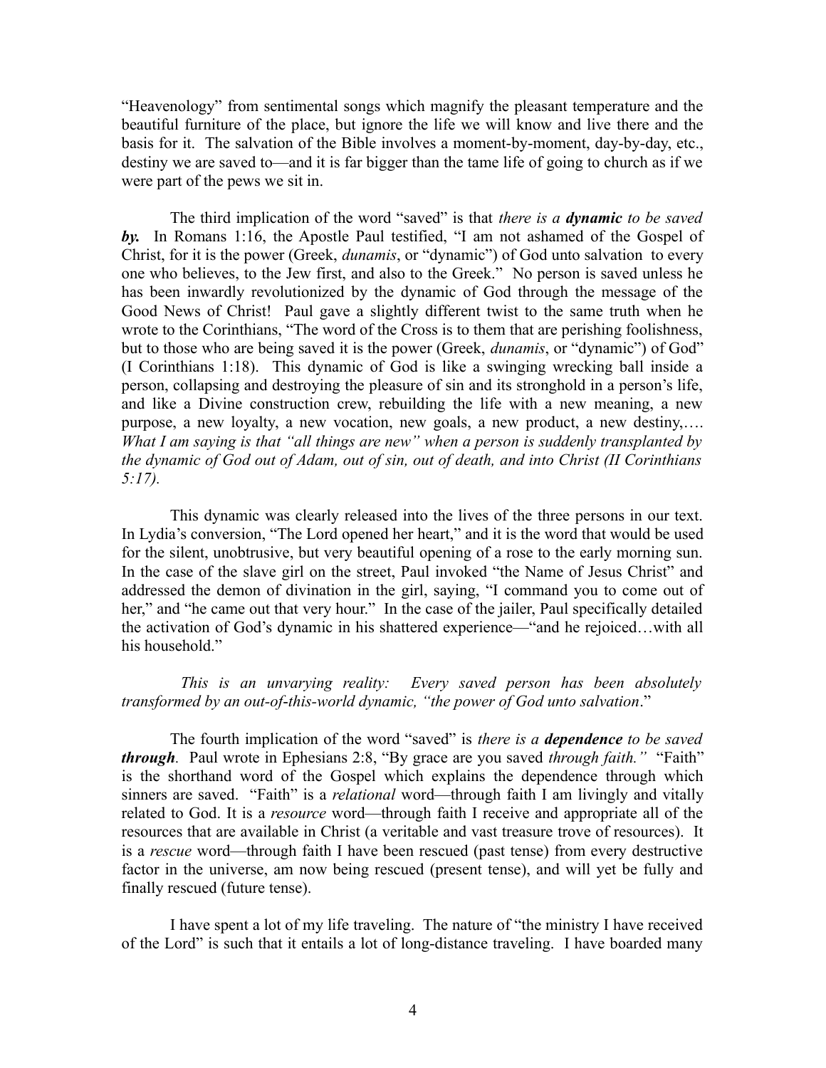"Heavenology" from sentimental songs which magnify the pleasant temperature and the beautiful furniture of the place, but ignore the life we will know and live there and the basis for it. The salvation of the Bible involves a moment-by-moment, day-by-day, etc., destiny we are saved to—and it is far bigger than the tame life of going to church as if we were part of the pews we sit in.

The third implication of the word "saved" is that *there is a **dynamic** to be saved **by**.* In Romans 1:16, the Apostle Paul testified, "I am not ashamed of the Gospel of Christ, for it is the power (Greek, *dunamis*, or "dynamic") of God unto salvation to every one who believes, to the Jew first, and also to the Greek." No person is saved unless he has been inwardly revolutionized by the dynamic of God through the message of the Good News of Christ! Paul gave a slightly different twist to the same truth when he wrote to the Corinthians, "The word of the Cross is to them that are perishing foolishness, but to those who are being saved it is the power (Greek, *dunamis*, or "dynamic") of God" (I Corinthians 1:18). This dynamic of God is like a swinging wrecking ball inside a person, collapsing and destroying the pleasure of sin and its stronghold in a person's life, and like a Divine construction crew, rebuilding the life with a new meaning, a new purpose, a new loyalty, a new vocation, new goals, a new product, a new destiny,…. *What I am saying is that "all things are new" when a person is suddenly transplanted by the dynamic of God out of Adam, out of sin, out of death, and into Christ (II Corinthians 5:17).*

This dynamic was clearly released into the lives of the three persons in our text. In Lydia's conversion, "The Lord opened her heart," and it is the word that would be used for the silent, unobtrusive, but very beautiful opening of a rose to the early morning sun. In the case of the slave girl on the street, Paul invoked "the Name of Jesus Christ" and addressed the demon of divination in the girl, saying, "I command you to come out of her," and "he came out that very hour." In the case of the jailer, Paul specifically detailed the activation of God's dynamic in his shattered experience—"and he rejoiced…with all his household."

*This is an unvarying reality: Every saved person has been absolutely transformed by an out-of-this-world dynamic, "the power of God unto salvation*."

The fourth implication of the word "saved" is *there is a **dependence** to be saved **through***. Paul wrote in Ephesians 2:8, "By grace are you saved *through faith."* "Faith" is the shorthand word of the Gospel which explains the dependence through which sinners are saved. "Faith" is a *relational* word—through faith I am livingly and vitally related to God. It is a *resource* word—through faith I receive and appropriate all of the resources that are available in Christ (a veritable and vast treasure trove of resources). It is a *rescue* word—through faith I have been rescued (past tense) from every destructive factor in the universe, am now being rescued (present tense), and will yet be fully and finally rescued (future tense).

I have spent a lot of my life traveling. The nature of "the ministry I have received of the Lord" is such that it entails a lot of long-distance traveling. I have boarded many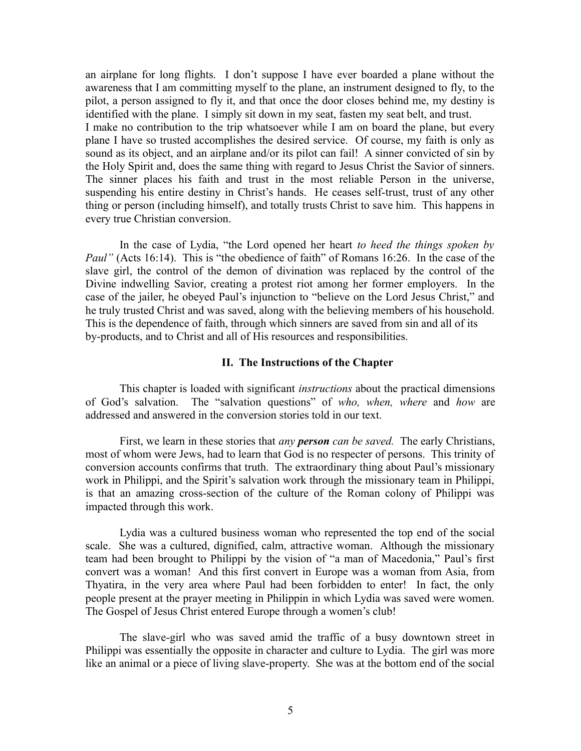an airplane for long flights. I don't suppose I have ever boarded a plane without the awareness that I am committing myself to the plane, an instrument designed to fly, to the pilot, a person assigned to fly it, and that once the door closes behind me, my destiny is identified with the plane. I simply sit down in my seat, fasten my seat belt, and trust. I make no contribution to the trip whatsoever while I am on board the plane, but every plane I have so trusted accomplishes the desired service. Of course, my faith is only as sound as its object, and an airplane and/or its pilot can fail! A sinner convicted of sin by the Holy Spirit and, does the same thing with regard to Jesus Christ the Savior of sinners. The sinner places his faith and trust in the most reliable Person in the universe, suspending his entire destiny in Christ's hands. He ceases self-trust, trust of any other thing or person (including himself), and totally trusts Christ to save him. This happens in every true Christian conversion.

In the case of Lydia, "the Lord opened her heart *to heed the things spoken by Paul"* (Acts 16:14). This is "the obedience of faith" of Romans 16:26. In the case of the slave girl, the control of the demon of divination was replaced by the control of the Divine indwelling Savior, creating a protest riot among her former employers. In the case of the jailer, he obeyed Paul's injunction to "believe on the Lord Jesus Christ," and he truly trusted Christ and was saved, along with the believing members of his household. This is the dependence of faith, through which sinners are saved from sin and all of its by-products, and to Christ and all of His resources and responsibilities.

### II. The Instructions of the Chapter

This chapter is loaded with significant *instructions* about the practical dimensions of God's salvation. The "salvation questions" of *who, when, where* and *how* are addressed and answered in the conversion stories told in our text.

First, we learn in these stories that *any **person** can be saved.* The early Christians, most of whom were Jews, had to learn that God is no respecter of persons. This trinity of conversion accounts confirms that truth. The extraordinary thing about Paul's missionary work in Philippi, and the Spirit's salvation work through the missionary team in Philippi, is that an amazing cross-section of the culture of the Roman colony of Philippi was impacted through this work.

Lydia was a cultured business woman who represented the top end of the social scale. She was a cultured, dignified, calm, attractive woman. Although the missionary team had been brought to Philippi by the vision of "a man of Macedonia," Paul's first convert was a woman! And this first convert in Europe was a woman from Asia, from Thyatira, in the very area where Paul had been forbidden to enter! In fact, the only people present at the prayer meeting in Philippin in which Lydia was saved were women. The Gospel of Jesus Christ entered Europe through a women's club!

The slave-girl who was saved amid the traffic of a busy downtown street in Philippi was essentially the opposite in character and culture to Lydia. The girl was more like an animal or a piece of living slave-property. She was at the bottom end of the social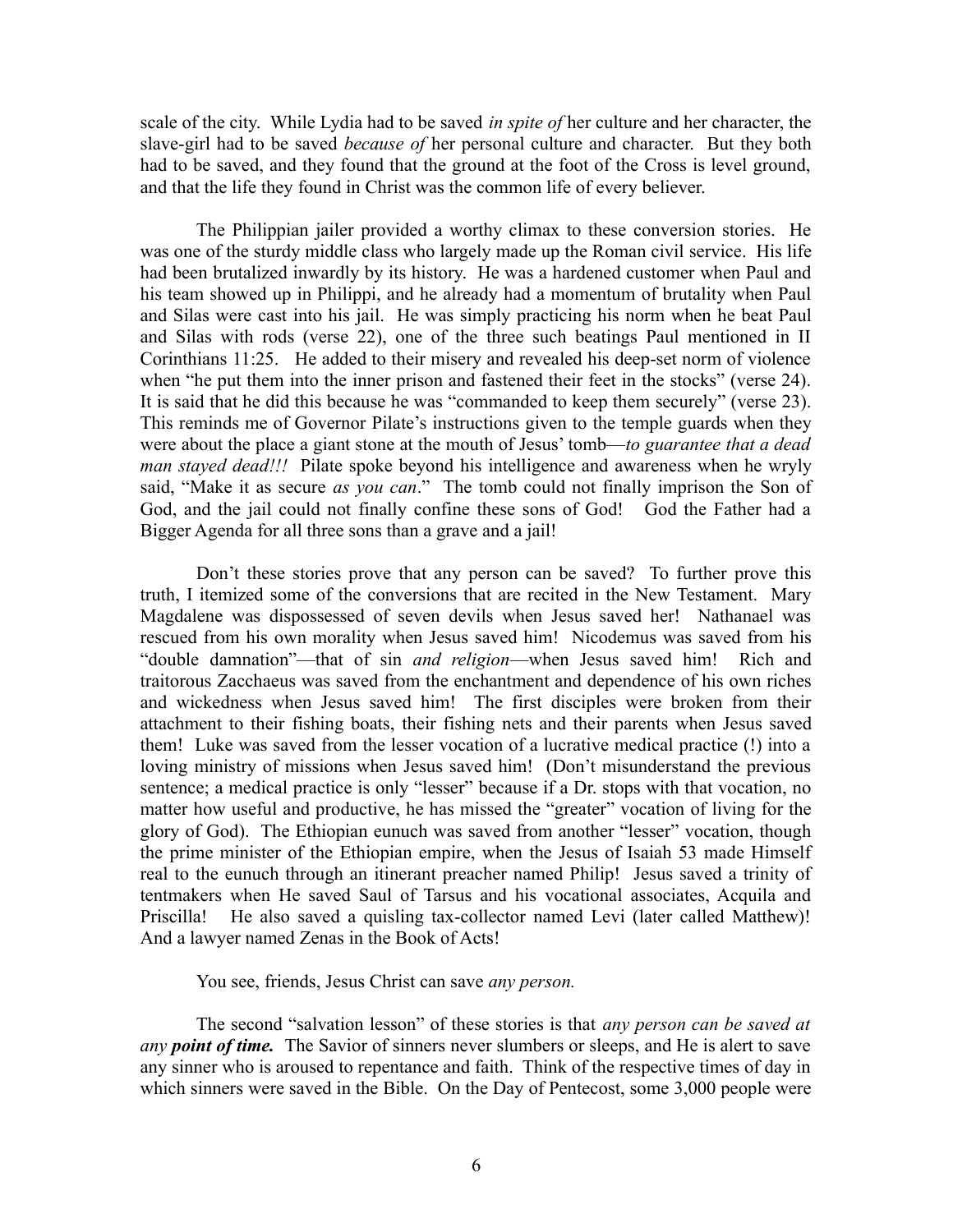scale of the city. While Lydia had to be saved *in spite of* her culture and her character, the slave-girl had to be saved *because of* her personal culture and character. But they both had to be saved, and they found that the ground at the foot of the Cross is level ground, and that the life they found in Christ was the common life of every believer.

The Philippian jailer provided a worthy climax to these conversion stories. He was one of the sturdy middle class who largely made up the Roman civil service. His life had been brutalized inwardly by its history. He was a hardened customer when Paul and his team showed up in Philippi, and he already had a momentum of brutality when Paul and Silas were cast into his jail. He was simply practicing his norm when he beat Paul and Silas with rods (verse 22), one of the three such beatings Paul mentioned in II Corinthians 11:25. He added to their misery and revealed his deep-set norm of violence when "he put them into the inner prison and fastened their feet in the stocks" (verse 24). It is said that he did this because he was "commanded to keep them securely" (verse 23). This reminds me of Governor Pilate's instructions given to the temple guards when they were about the place a giant stone at the mouth of Jesus' tomb—*to guarantee that a dead man stayed dead!!!* Pilate spoke beyond his intelligence and awareness when he wryly said, "Make it as secure *as you can*." The tomb could not finally imprison the Son of God, and the jail could not finally confine these sons of God! God the Father had a Bigger Agenda for all three sons than a grave and a jail!

Don't these stories prove that any person can be saved? To further prove this truth, I itemized some of the conversions that are recited in the New Testament. Mary Magdalene was dispossessed of seven devils when Jesus saved her! Nathanael was rescued from his own morality when Jesus saved him! Nicodemus was saved from his "double damnation"—that of sin *and religion*—when Jesus saved him! Rich and traitorous Zacchaeus was saved from the enchantment and dependence of his own riches and wickedness when Jesus saved him! The first disciples were broken from their attachment to their fishing boats, their fishing nets and their parents when Jesus saved them! Luke was saved from the lesser vocation of a lucrative medical practice (!) into a loving ministry of missions when Jesus saved him! (Don't misunderstand the previous sentence; a medical practice is only "lesser" because if a Dr. stops with that vocation, no matter how useful and productive, he has missed the "greater" vocation of living for the glory of God). The Ethiopian eunuch was saved from another "lesser" vocation, though the prime minister of the Ethiopian empire, when the Jesus of Isaiah 53 made Himself real to the eunuch through an itinerant preacher named Philip! Jesus saved a trinity of tentmakers when He saved Saul of Tarsus and his vocational associates, Acquila and Priscilla! He also saved a quisling tax-collector named Levi (later called Matthew)! And a lawyer named Zenas in the Book of Acts!

You see, friends, Jesus Christ can save *any person.*

The second "salvation lesson" of these stories is that *any person can be saved at any* ***point of time.*** The Savior of sinners never slumbers or sleeps, and He is alert to save any sinner who is aroused to repentance and faith. Think of the respective times of day in which sinners were saved in the Bible. On the Day of Pentecost, some 3,000 people were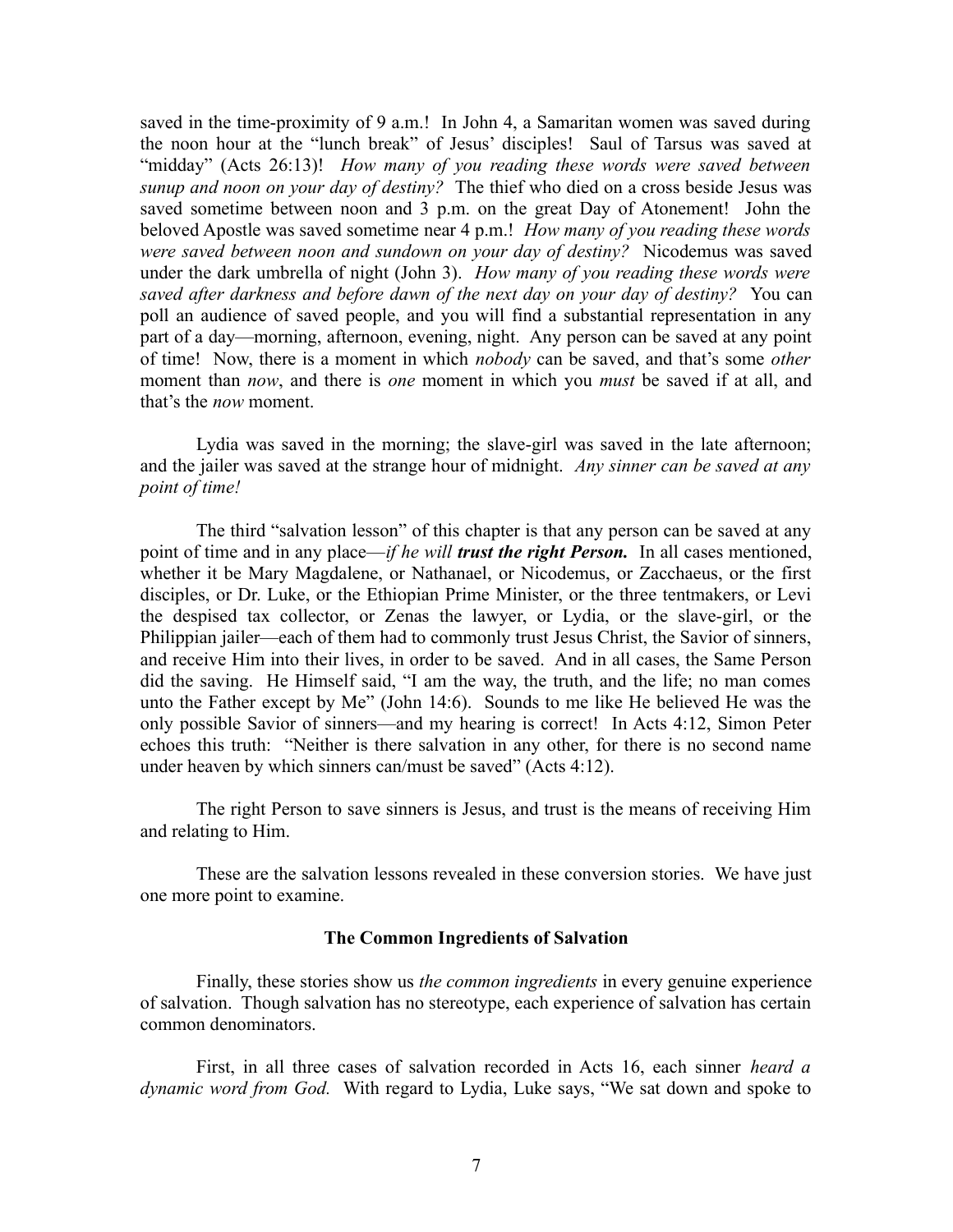saved in the time-proximity of 9 a.m.! In John 4, a Samaritan women was saved during the noon hour at the "lunch break" of Jesus' disciples! Saul of Tarsus was saved at "midday" (Acts 26:13)! *How many of you reading these words were saved between sunup and noon on your day of destiny?* The thief who died on a cross beside Jesus was saved sometime between noon and 3 p.m. on the great Day of Atonement! John the beloved Apostle was saved sometime near 4 p.m.! *How many of you reading these words were saved between noon and sundown on your day of destiny?* Nicodemus was saved under the dark umbrella of night (John 3). *How many of you reading these words were saved after darkness and before dawn of the next day on your day of destiny?* You can poll an audience of saved people, and you will find a substantial representation in any part of a day—morning, afternoon, evening, night. Any person can be saved at any point of time! Now, there is a moment in which *nobody* can be saved, and that's some *other* moment than *now*, and there is *one* moment in which you *must* be saved if at all, and that's the *now* moment.

Lydia was saved in the morning; the slave-girl was saved in the late afternoon; and the jailer was saved at the strange hour of midnight. *Any sinner can be saved at any point of time!*

The third "salvation lesson" of this chapter is that any person can be saved at any point of time and in any place—*if he will* ***trust the right Person.*** In all cases mentioned, whether it be Mary Magdalene, or Nathanael, or Nicodemus, or Zacchaeus, or the first disciples, or Dr. Luke, or the Ethiopian Prime Minister, or the three tentmakers, or Levi the despised tax collector, or Zenas the lawyer, or Lydia, or the slave-girl, or the Philippian jailer—each of them had to commonly trust Jesus Christ, the Savior of sinners, and receive Him into their lives, in order to be saved. And in all cases, the Same Person did the saving. He Himself said, "I am the way, the truth, and the life; no man comes unto the Father except by Me" (John 14:6). Sounds to me like He believed He was the only possible Savior of sinners—and my hearing is correct! In Acts 4:12, Simon Peter echoes this truth: "Neither is there salvation in any other, for there is no second name under heaven by which sinners can/must be saved" (Acts 4:12).

The right Person to save sinners is Jesus, and trust is the means of receiving Him and relating to Him.

These are the salvation lessons revealed in these conversion stories. We have just one more point to examine.

### The Common Ingredients of Salvation

Finally, these stories show us *the common ingredients* in every genuine experience of salvation. Though salvation has no stereotype, each experience of salvation has certain common denominators.

First, in all three cases of salvation recorded in Acts 16, each sinner *heard a dynamic word from God.* With regard to Lydia, Luke says, "We sat down and spoke to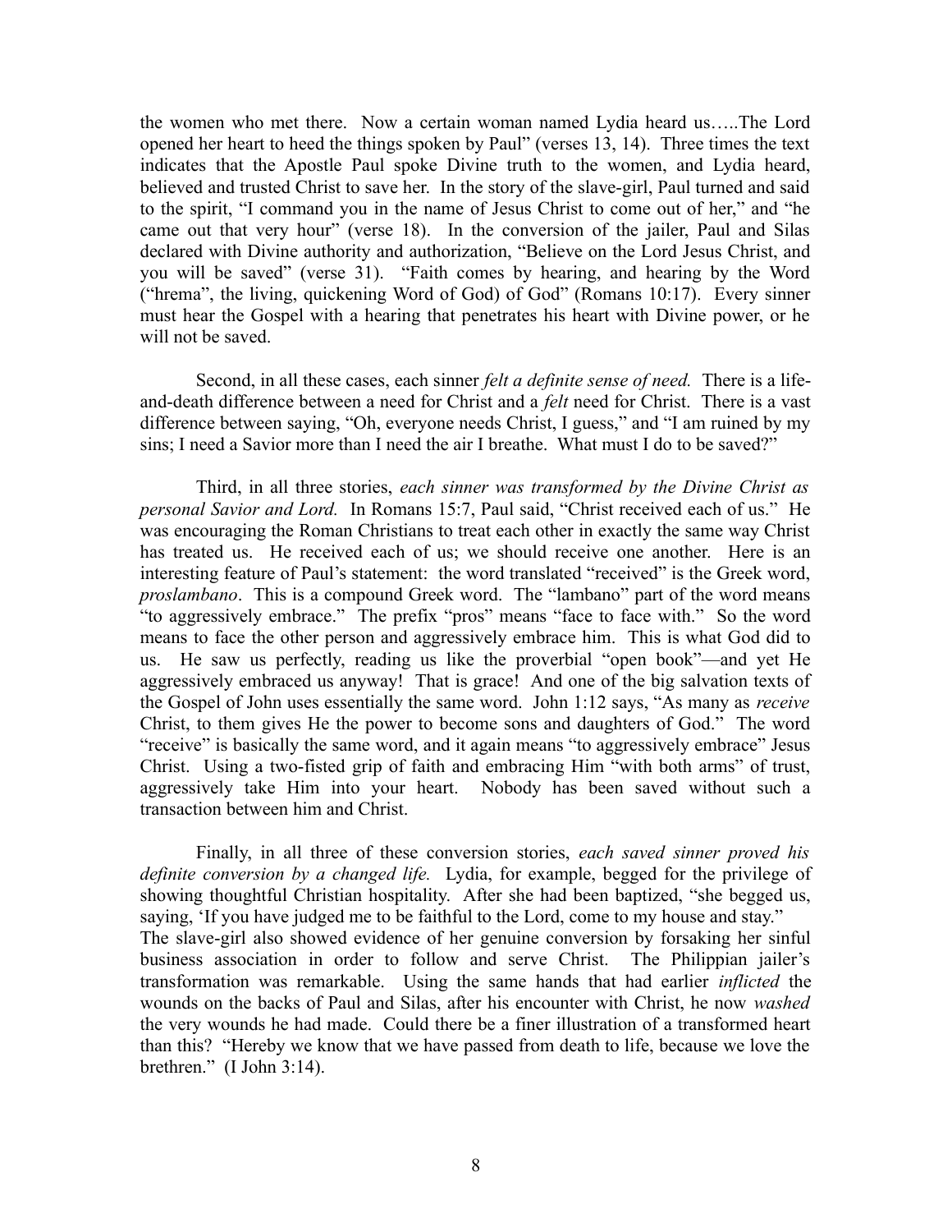the women who met there. Now a certain woman named Lydia heard us…..The Lord opened her heart to heed the things spoken by Paul" (verses 13, 14). Three times the text indicates that the Apostle Paul spoke Divine truth to the women, and Lydia heard, believed and trusted Christ to save her. In the story of the slave-girl, Paul turned and said to the spirit, "I command you in the name of Jesus Christ to come out of her," and "he came out that very hour" (verse 18). In the conversion of the jailer, Paul and Silas declared with Divine authority and authorization, "Believe on the Lord Jesus Christ, and you will be saved" (verse 31). "Faith comes by hearing, and hearing by the Word ("hrema", the living, quickening Word of God) of God" (Romans 10:17). Every sinner must hear the Gospel with a hearing that penetrates his heart with Divine power, or he will not be saved.

Second, in all these cases, each sinner *felt a definite sense of need.* There is a life-and-death difference between a need for Christ and a *felt* need for Christ. There is a vast difference between saying, "Oh, everyone needs Christ, I guess," and "I am ruined by my sins; I need a Savior more than I need the air I breathe. What must I do to be saved?"

Third, in all three stories, *each sinner was transformed by the Divine Christ as personal Savior and Lord.* In Romans 15:7, Paul said, "Christ received each of us." He was encouraging the Roman Christians to treat each other in exactly the same way Christ has treated us. He received each of us; we should receive one another. Here is an interesting feature of Paul's statement: the word translated "received" is the Greek word, *proslambano*. This is a compound Greek word. The "lambano" part of the word means "to aggressively embrace." The prefix "pros" means "face to face with." So the word means to face the other person and aggressively embrace him. This is what God did to us. He saw us perfectly, reading us like the proverbial "open book"—and yet He aggressively embraced us anyway! That is grace! And one of the big salvation texts of the Gospel of John uses essentially the same word. John 1:12 says, "As many as *receive* Christ, to them gives He the power to become sons and daughters of God." The word "receive" is basically the same word, and it again means "to aggressively embrace" Jesus Christ. Using a two-fisted grip of faith and embracing Him "with both arms" of trust, aggressively take Him into your heart. Nobody has been saved without such a transaction between him and Christ.

Finally, in all three of these conversion stories, *each saved sinner proved his definite conversion by a changed life.* Lydia, for example, begged for the privilege of showing thoughtful Christian hospitality. After she had been baptized, "she begged us, saying, 'If you have judged me to be faithful to the Lord, come to my house and stay."
The slave-girl also showed evidence of her genuine conversion by forsaking her sinful business association in order to follow and serve Christ. The Philippian jailer's transformation was remarkable. Using the same hands that had earlier *inflicted* the wounds on the backs of Paul and Silas, after his encounter with Christ, he now *washed* the very wounds he had made. Could there be a finer illustration of a transformed heart than this? "Hereby we know that we have passed from death to life, because we love the brethren." (I John 3:14).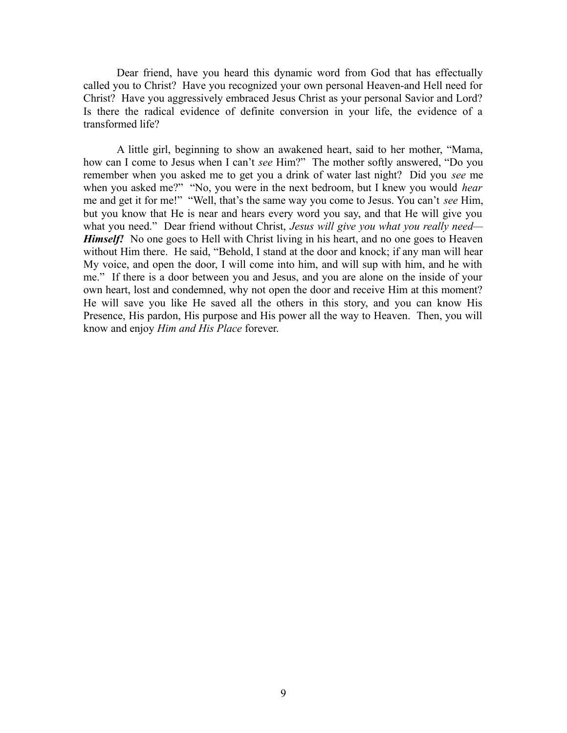Dear friend, have you heard this dynamic word from God that has effectually called you to Christ? Have you recognized your own personal Heaven-and Hell need for Christ? Have you aggressively embraced Jesus Christ as your personal Savior and Lord? Is there the radical evidence of definite conversion in your life, the evidence of a transformed life?

A little girl, beginning to show an awakened heart, said to her mother, "Mama, how can I come to Jesus when I can't *see* Him?" The mother softly answered, "Do you remember when you asked me to get you a drink of water last night? Did you *see* me when you asked me?" "No, you were in the next bedroom, but I knew you would *hear* me and get it for me!" "Well, that's the same way you come to Jesus. You can't *see* Him, but you know that He is near and hears every word you say, and that He will give you what you need." Dear friend without Christ, *Jesus will give you what you really need—* ***Himself!*** No one goes to Hell with Christ living in his heart, and no one goes to Heaven without Him there. He said, "Behold, I stand at the door and knock; if any man will hear My voice, and open the door, I will come into him, and will sup with him, and he with me." If there is a door between you and Jesus, and you are alone on the inside of your own heart, lost and condemned, why not open the door and receive Him at this moment? He will save you like He saved all the others in this story, and you can know His Presence, His pardon, His purpose and His power all the way to Heaven. Then, you will know and enjoy *Him and His Place* forever.